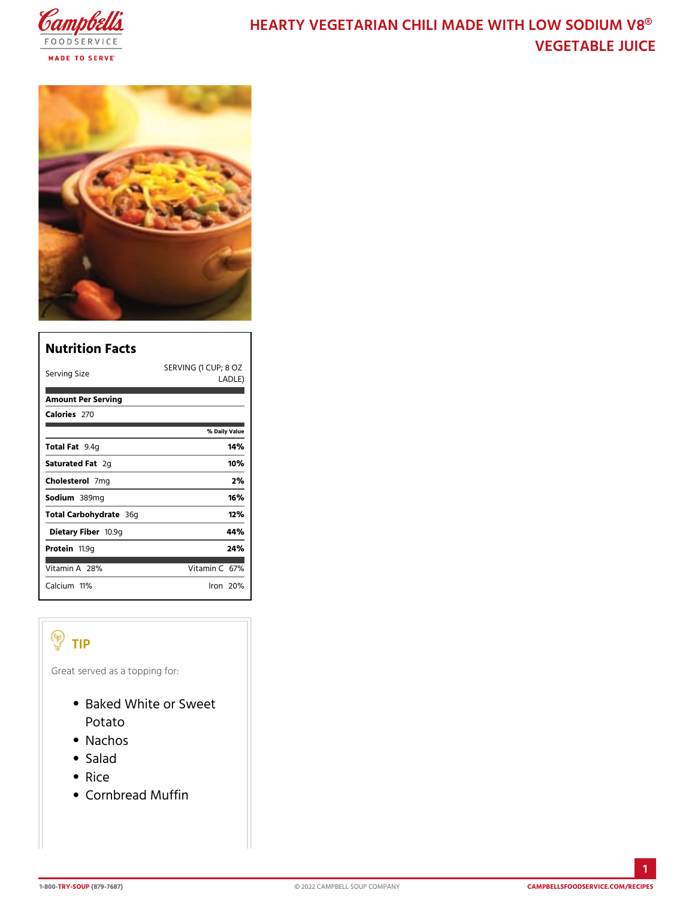# HEARTY VEGETARIAN CHILI MADE WITH LOW SODIUM V8® VEGETABLE JUICE

## Nutrition Facts

| Serving Size | SERVING (1 CUP; 8 OZ LADLE) |
|---|---|
| **Amount Per Serving** | |
| **Calories** 270 | |
| | **% Daily Value** |
| **Total Fat** 9.4g | **14%** |
| **Saturated Fat** 2g | **10%** |
| **Cholesterol** 7mg | **2%** |
| **Sodium** 389mg | **16%** |
| **Total Carbohydrate** 36g | **12%** |
| **Dietary Fiber** 10.9g | **44%** |
| **Protein** 11.9g | **24%** |
| Vitamin A 28% | Vitamin C 67% |
| Calcium 11% | Iron 20% |

## TIP

Great served as a topping for:

- Baked White or Sweet Potato
- Nachos
- Salad
- Rice
- Cornbread Muffin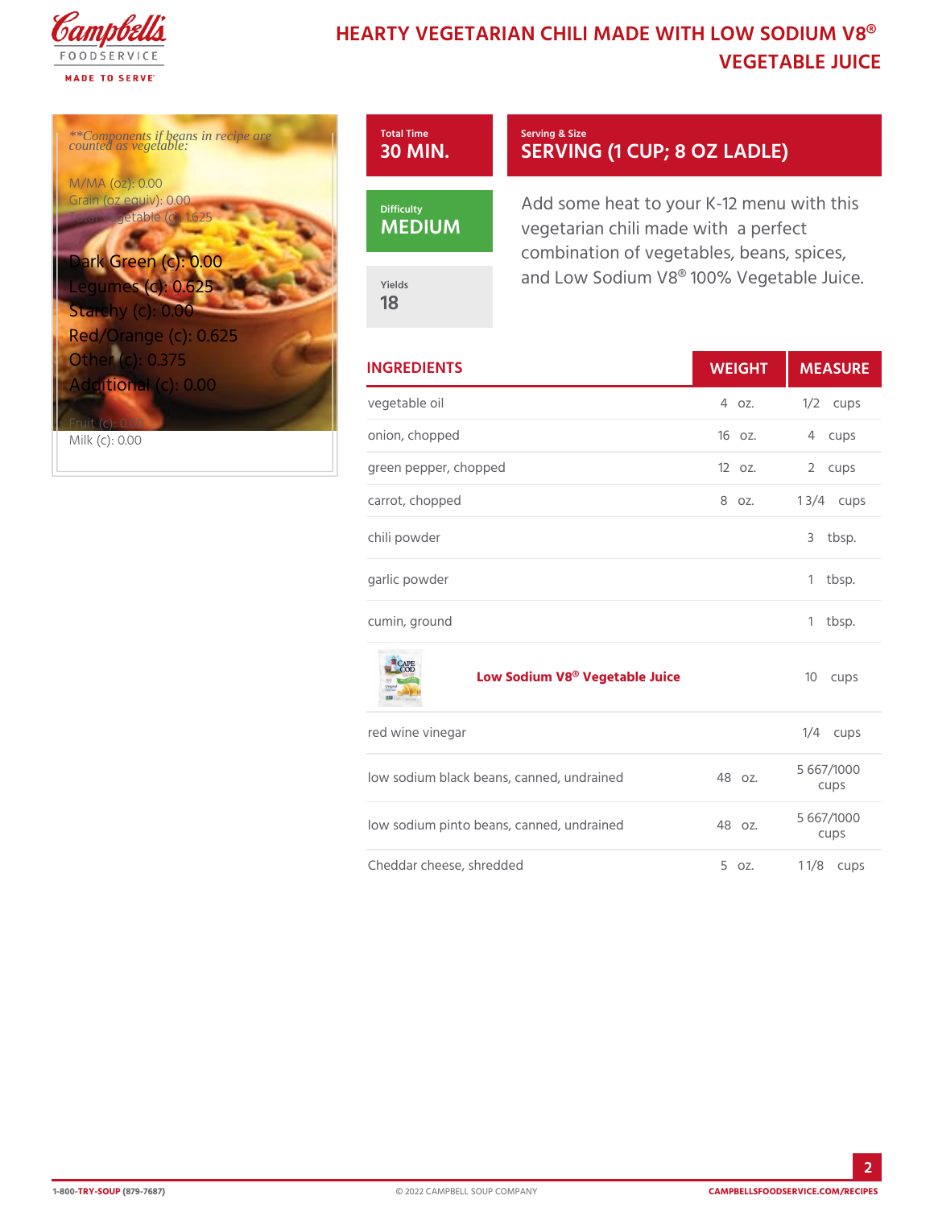# HEARTY VEGETARIAN CHILI MADE WITH LOW SODIUM V8® VEGETABLE JUICE

*\*\*Components if beans in recipe are counted as vegetable:*

M/MA (oz): 0.00
Grain (oz equiv): 0.00
Total Vegetable (c): 1.625
Dark Green (c): 0.00
Legumes (c): 0.625
Starchy (c): 0.00
Red/Orange (c): 0.625
Other (c): 0.375
Additional (c): 0.00
Fruit (c): 0.00
Milk (c): 0.00

**Total Time**
30 MIN.

**Serving & Size**
SERVING (1 CUP; 8 OZ LADLE)

**Difficulty**
MEDIUM

**Yields**
18

Add some heat to your K-12 menu with this vegetarian chili made with a perfect combination of vegetables, beans, spices, and Low Sodium V8® 100% Vegetable Juice.

| INGREDIENTS | WEIGHT | MEASURE |
|---|---|---|
| vegetable oil | 4 oz. | 1/2 cups |
| onion, chopped | 16 oz. | 4 cups |
| green pepper, chopped | 12 oz. | 2 cups |
| carrot, chopped | 8 oz. | 1 3/4 cups |
| chili powder | | 3 tbsp. |
| garlic powder | | 1 tbsp. |
| cumin, ground | | 1 tbsp. |
| **Low Sodium V8® Vegetable Juice** | | 10 cups |
| red wine vinegar | | 1/4 cups |
| low sodium black beans, canned, undrained | 48 oz. | 5 667/1000 cups |
| low sodium pinto beans, canned, undrained | 48 oz. | 5 667/1000 cups |
| Cheddar cheese, shredded | 5 oz. | 1 1/8 cups |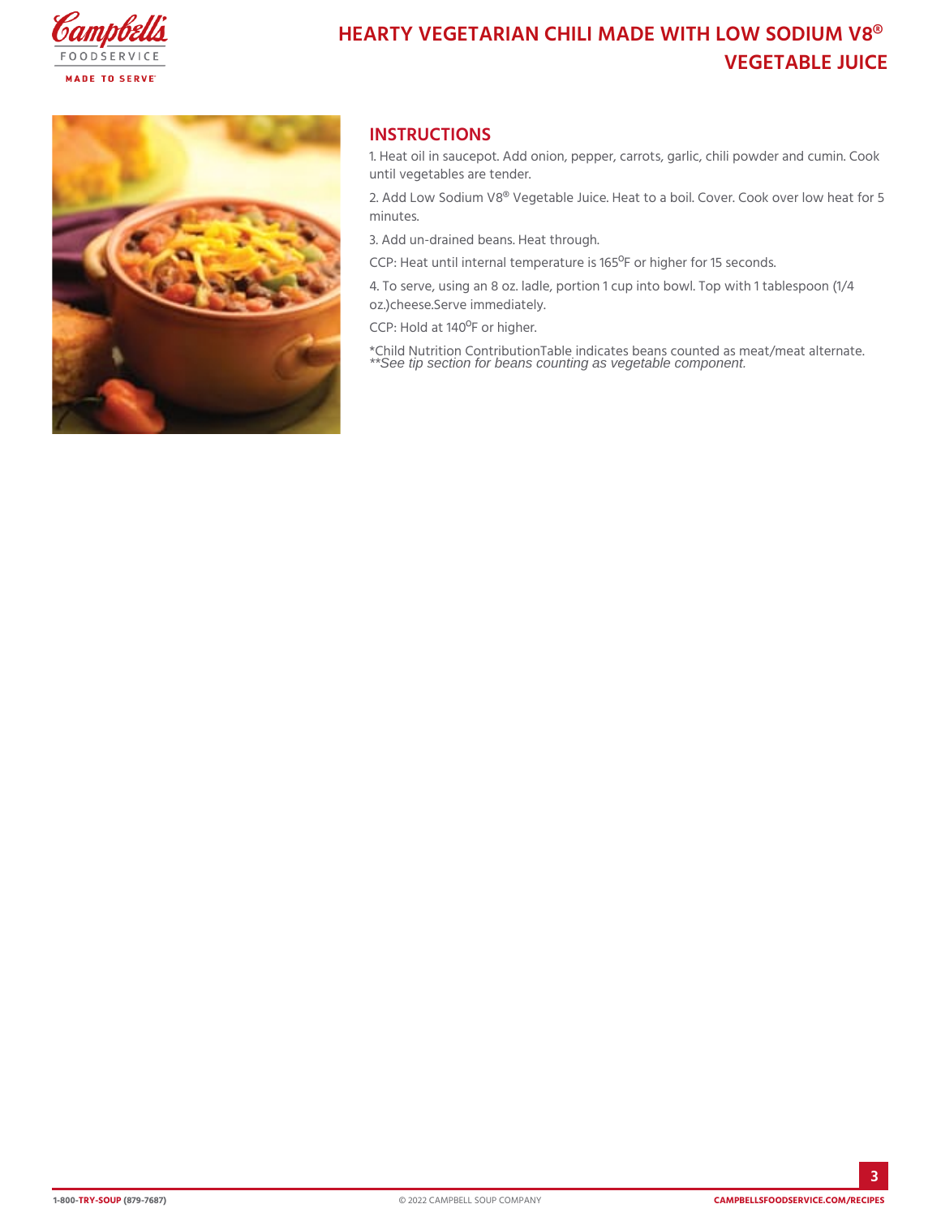# HEARTY VEGETARIAN CHILI MADE WITH LOW SODIUM V8® VEGETABLE JUICE

## INSTRUCTIONS

1. Heat oil in saucepot. Add onion, pepper, carrots, garlic, chili powder and cumin. Cook until vegetables are tender.

2. Add Low Sodium V8® Vegetable Juice. Heat to a boil. Cover. Cook over low heat for 5 minutes.

3. Add un-drained beans. Heat through.

CCP: Heat until internal temperature is 165$^{o}$F or higher for 15 seconds.

4. To serve, using an 8 oz. ladle, portion 1 cup into bowl. Top with 1 tablespoon (1/4 oz.)cheese.Serve immediately.

CCP: Hold at 140$^{o}$F or higher.

*Child Nutrition ContributionTable indicates beans counted as meat/meat alternate.
*\*\*See tip section for beans counting as vegetable component.*